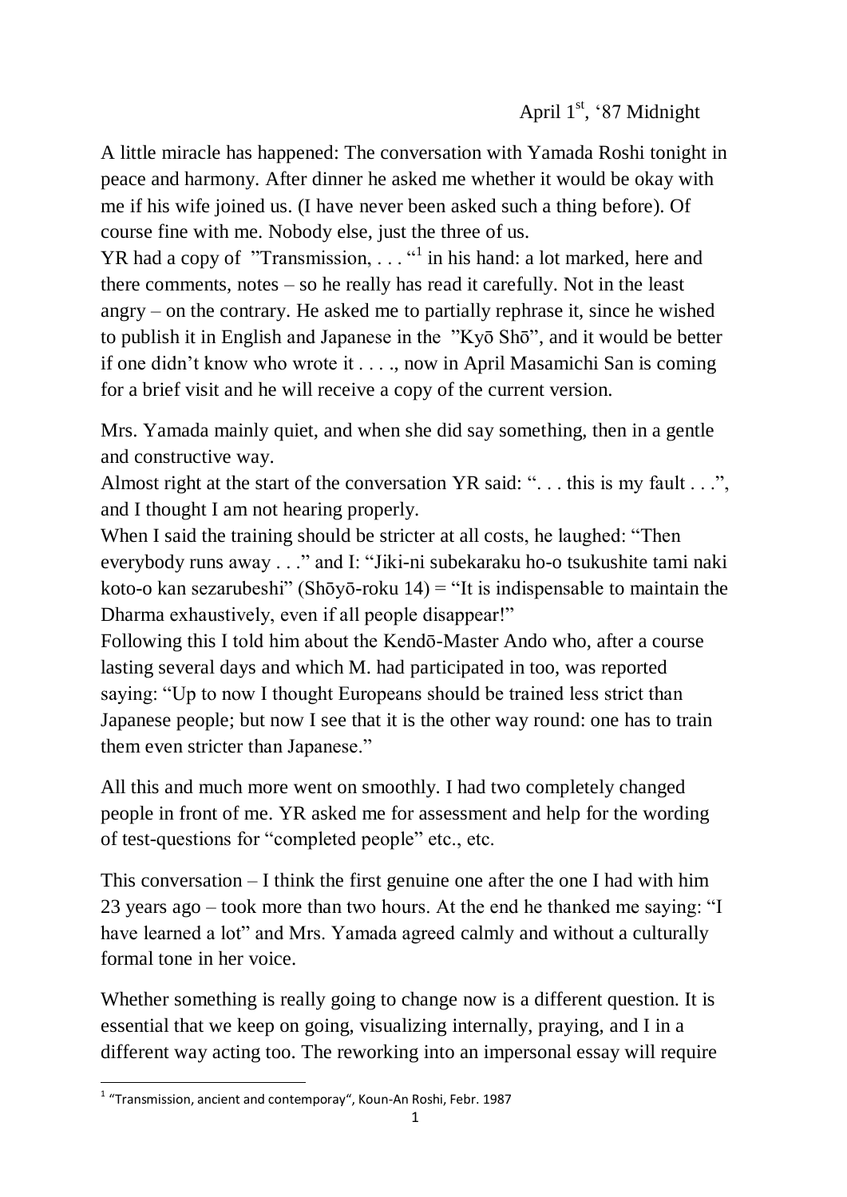April 1st, '87 Midnight

A little miracle has happened: The conversation with Yamada Roshi tonight in peace and harmony. After dinner he asked me whether it would be okay with me if his wife joined us. (I have never been asked such a thing before). Of course fine with me. Nobody else, just the three of us.

YR had a copy of "Transmission, . . . "[1] in his hand: a lot marked, here and there comments, notes – so he really has read it carefully. Not in the least angry – on the contrary. He asked me to partially rephrase it, since he wished to publish it in English and Japanese in the "Kyō Shō", and it would be better if one didn't know who wrote it . . . ., now in April Masamichi San is coming for a brief visit and he will receive a copy of the current version.

Mrs. Yamada mainly quiet, and when she did say something, then in a gentle and constructive way.

Almost right at the start of the conversation YR said: ". . . this is my fault . . .", and I thought I am not hearing properly.

When I said the training should be stricter at all costs, he laughed: "Then everybody runs away . . ." and I: "Jiki-ni subekaraku ho-o tsukushite tami naki koto-o kan sezarubeshi" (Shōyō-roku 14) = "It is indispensable to maintain the Dharma exhaustively, even if all people disappear!"

Following this I told him about the Kendō-Master Ando who, after a course lasting several days and which M. had participated in too, was reported saying: "Up to now I thought Europeans should be trained less strict than Japanese people; but now I see that it is the other way round: one has to train them even stricter than Japanese."

All this and much more went on smoothly. I had two completely changed people in front of me. YR asked me for assessment and help for the wording of test-questions for "completed people" etc., etc.

This conversation – I think the first genuine one after the one I had with him 23 years ago – took more than two hours. At the end he thanked me saying: "I have learned a lot" and Mrs. Yamada agreed calmly and without a culturally formal tone in her voice.

Whether something is really going to change now is a different question. It is essential that we keep on going, visualizing internally, praying, and I in a different way acting too. The reworking into an impersonal essay will require

[1] "Transmission, ancient and contemporay", Koun-An Roshi, Febr. 1987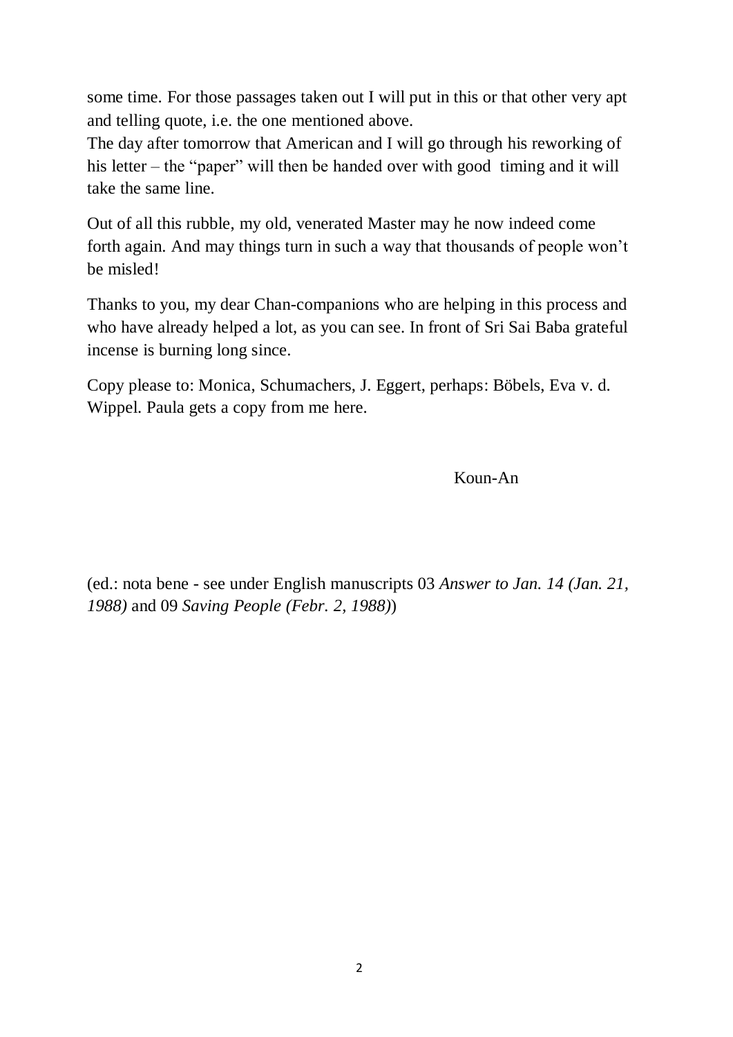some time. For those passages taken out I will put in this or that other very apt and telling quote, i.e. the one mentioned above.
The day after tomorrow that American and I will go through his reworking of his letter – the "paper" will then be handed over with good timing and it will take the same line.

Out of all this rubble, my old, venerated Master may he now indeed come forth again. And may things turn in such a way that thousands of people won't be misled!

Thanks to you, my dear Chan-companions who are helping in this process and who have already helped a lot, as you can see. In front of Sri Sai Baba grateful incense is burning long since.

Copy please to: Monica, Schumachers, J. Eggert, perhaps: Böbels, Eva v. d. Wippel. Paula gets a copy from me here.

Koun-An

(ed.: nota bene - see under English manuscripts 03 *Answer to Jan. 14 (Jan. 21, 1988)* and 09 *Saving People (Febr. 2, 1988)*)